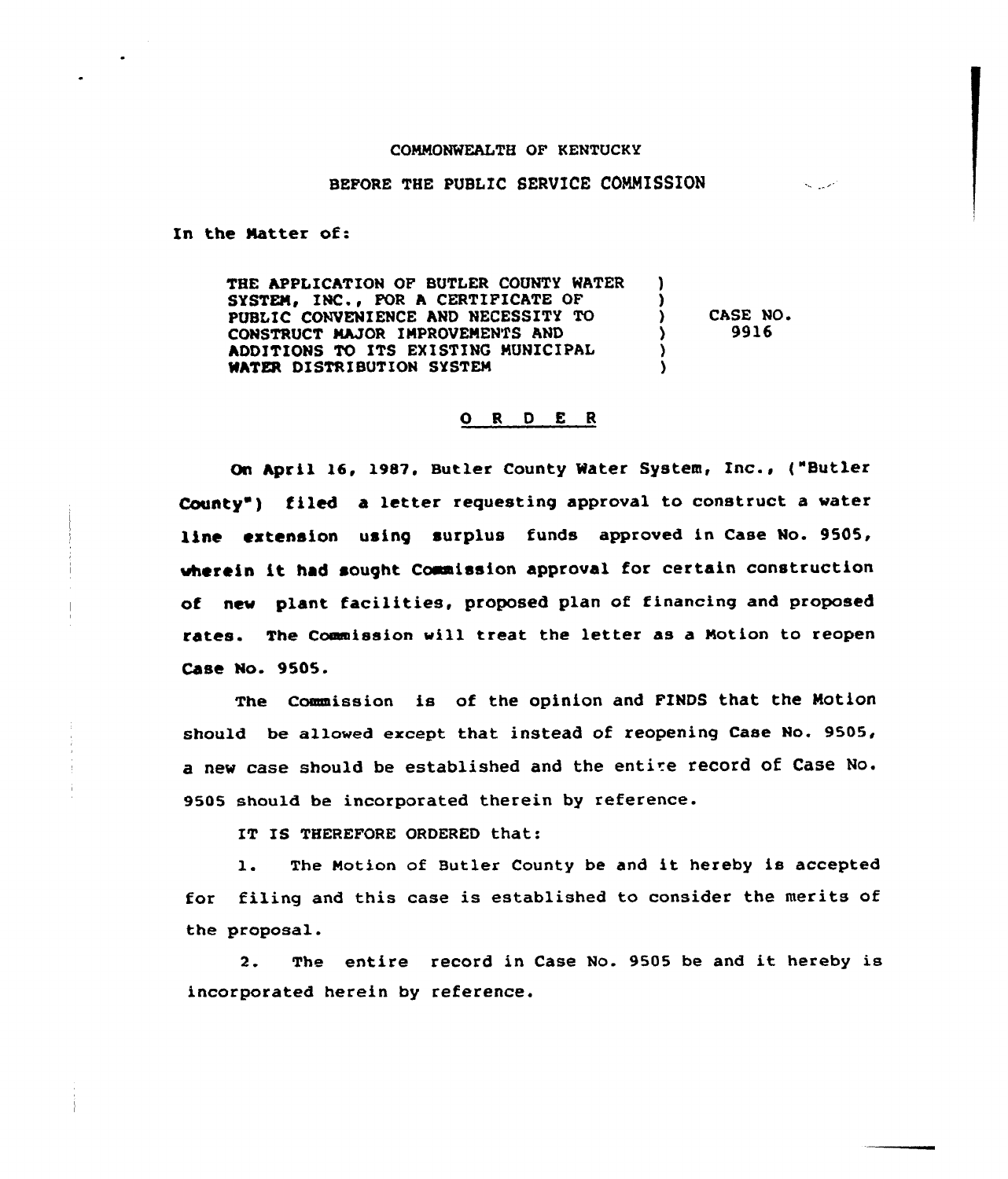COMMONWEALTH OF KENTUCKY

BEFORE THE PUBLIC SERVICE COMMISSION

In the Matter of:

| | | |
|---|---|---|
| THE APPLICATION OF BUTLER COUNTY WATER SYSTEM, INC., FOR A CERTIFICATE OF PUBLIC CONVENIENCE AND NECESSITY TO CONSTRUCT MAJOR IMPROVEMENTS AND ADDITIONS TO ITS EXISTING MUNICIPAL WATER DISTRIBUTION SYSTEM | ) ) ) ) ) ) | CASE NO. 9916 |

## O R D E R

On April 16, 1987, Butler County Water System, Inc., ("Butler County") filed a letter requesting approval to construct a water line extension using surplus funds approved in Case No. 9505, wherein it had sought Commission approval for certain construction of new plant facilities, proposed plan of financing and proposed rates. The Commission will treat the letter as a Motion to reopen Case No. 9505.

The Commission is of the opinion and FINDS that the Motion should be allowed except that instead of reopening Case No. 9505, a new case should be established and the entire record of Case No. 9505 should be incorporated therein by reference.

IT IS THEREFORE ORDERED that:

1. The Motion of Butler County be and it hereby is accepted for filing and this case is established to consider the merits of the proposal.

2. The entire record in Case No. 9505 be and it hereby is incorporated herein by reference.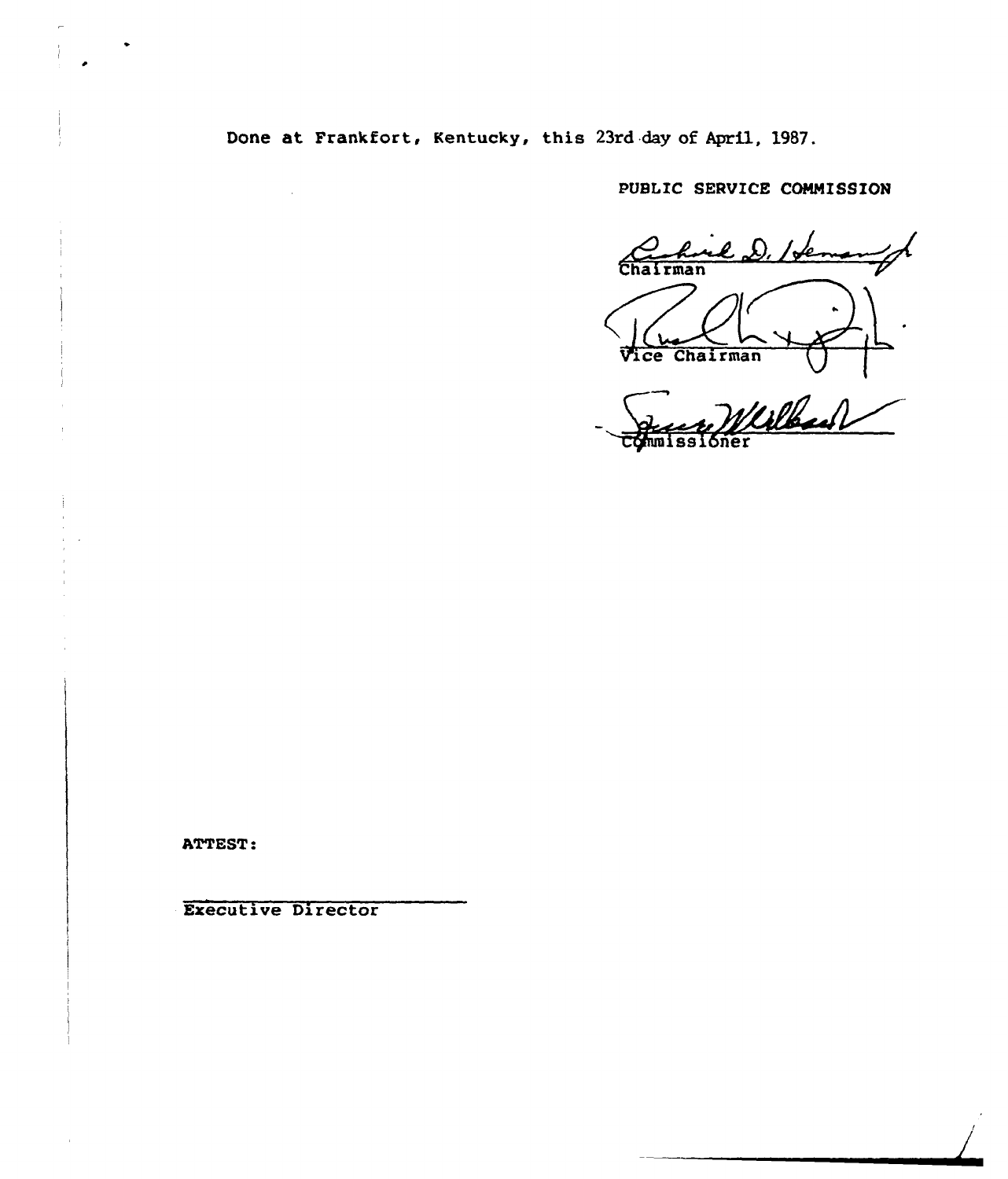Done at Frankfort, Kentucky, this 23rd day of April, 1987.

PUBLIC SERVICE COMMISSION

Chairman

Vice Chairman

Commissioner

ATTEST:

Executive Director